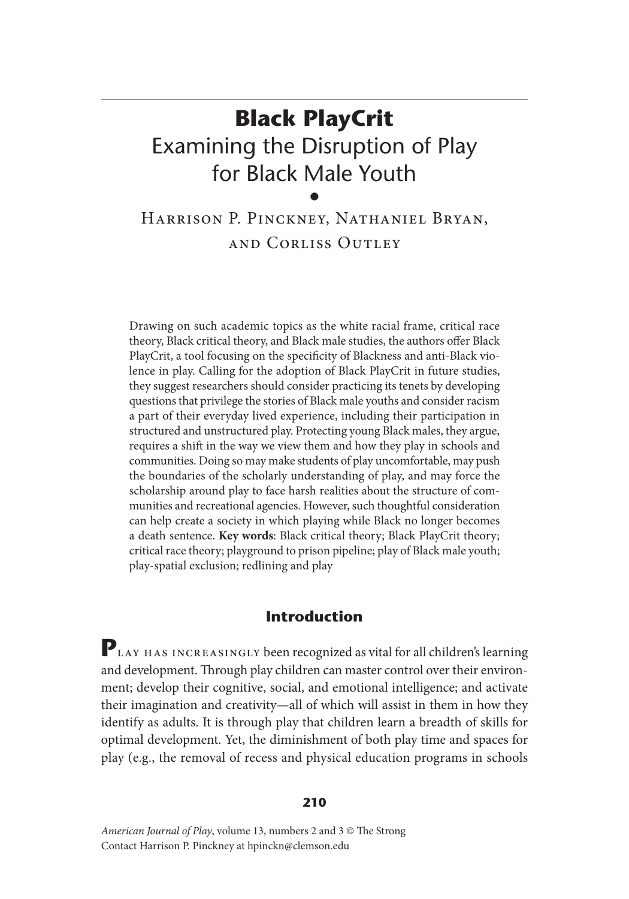# Black PlayCrit

## Examining the Disruption of Play for Black Male Youth

Harrison P. Pinckney, Nathaniel Bryan, and Corliss Outley

Drawing on such academic topics as the white racial frame, critical race theory, Black critical theory, and Black male studies, the authors offer Black PlayCrit, a tool focusing on the specificity of Blackness and anti-Black violence in play. Calling for the adoption of Black PlayCrit in future studies, they suggest researchers should consider practicing its tenets by developing questions that privilege the stories of Black male youths and consider racism a part of their everyday lived experience, including their participation in structured and unstructured play. Protecting young Black males, they argue, requires a shift in the way we view them and how they play in schools and communities. Doing so may make students of play uncomfortable, may push the boundaries of the scholarly understanding of play, and may force the scholarship around play to face harsh realities about the structure of communities and recreational agencies. However, such thoughtful consideration can help create a society in which playing while Black no longer becomes a death sentence. **Key words**: Black critical theory; Black PlayCrit theory; critical race theory; playground to prison pipeline; play of Black male youth; play-spatial exclusion; redlining and play

## Introduction

**P**lay has increasingly been recognized as vital for all children's learning and development. Through play children can master control over their environment; develop their cognitive, social, and emotional intelligence; and activate their imagination and creativity—all of which will assist in them in how they identify as adults. It is through play that children learn a breadth of skills for optimal development. Yet, the diminishment of both play time and spaces for play (e.g., the removal of recess and physical education programs in schools

*American Journal of Play*, volume 13, numbers 2 and 3 © The Strong
Contact Harrison P. Pinckney at hpinckn@clemson.edu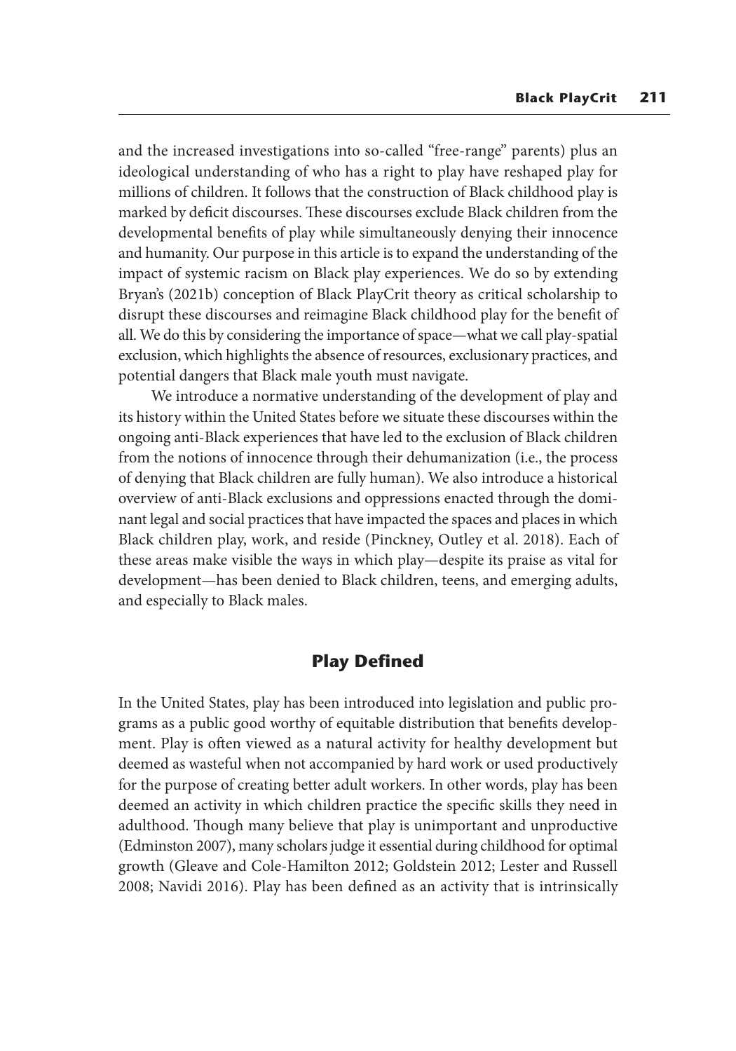and the increased investigations into so-called "free-range" parents) plus an ideological understanding of who has a right to play have reshaped play for millions of children. It follows that the construction of Black childhood play is marked by deficit discourses. These discourses exclude Black children from the developmental benefits of play while simultaneously denying their innocence and humanity. Our purpose in this article is to expand the understanding of the impact of systemic racism on Black play experiences. We do so by extending Bryan's (2021b) conception of Black PlayCrit theory as critical scholarship to disrupt these discourses and reimagine Black childhood play for the benefit of all. We do this by considering the importance of space—what we call play-spatial exclusion, which highlights the absence of resources, exclusionary practices, and potential dangers that Black male youth must navigate.

We introduce a normative understanding of the development of play and its history within the United States before we situate these discourses within the ongoing anti-Black experiences that have led to the exclusion of Black children from the notions of innocence through their dehumanization (i.e., the process of denying that Black children are fully human). We also introduce a historical overview of anti-Black exclusions and oppressions enacted through the dominant legal and social practices that have impacted the spaces and places in which Black children play, work, and reside (Pinckney, Outley et al. 2018). Each of these areas make visible the ways in which play—despite its praise as vital for development—has been denied to Black children, teens, and emerging adults, and especially to Black males.

## Play Defined

In the United States, play has been introduced into legislation and public programs as a public good worthy of equitable distribution that benefits development. Play is often viewed as a natural activity for healthy development but deemed as wasteful when not accompanied by hard work or used productively for the purpose of creating better adult workers. In other words, play has been deemed an activity in which children practice the specific skills they need in adulthood. Though many believe that play is unimportant and unproductive (Edminston 2007), many scholars judge it essential during childhood for optimal growth (Gleave and Cole-Hamilton 2012; Goldstein 2012; Lester and Russell 2008; Navidi 2016). Play has been defined as an activity that is intrinsically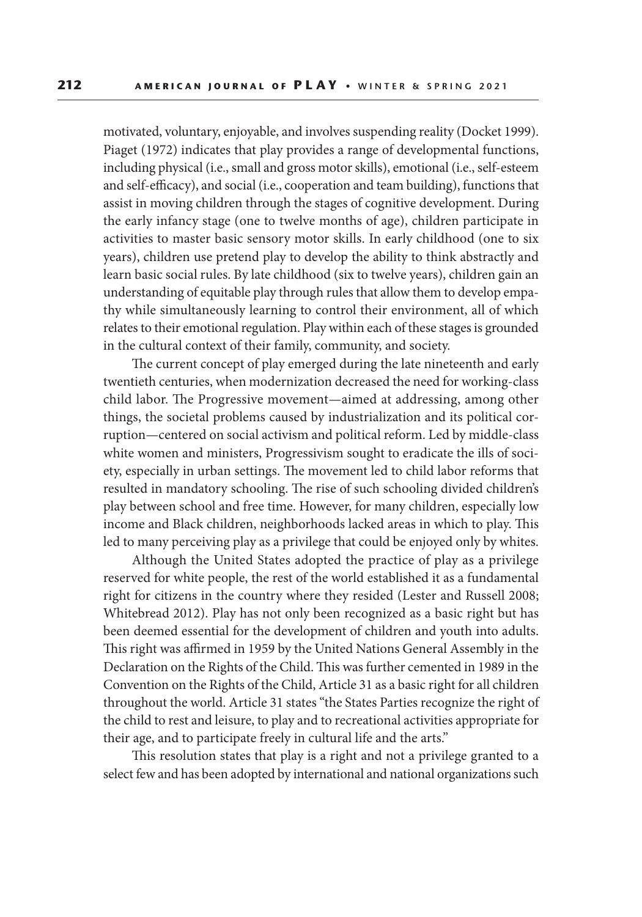motivated, voluntary, enjoyable, and involves suspending reality (Docket 1999). Piaget (1972) indicates that play provides a range of developmental functions, including physical (i.e., small and gross motor skills), emotional (i.e., self-esteem and self-efficacy), and social (i.e., cooperation and team building), functions that assist in moving children through the stages of cognitive development. During the early infancy stage (one to twelve months of age), children participate in activities to master basic sensory motor skills. In early childhood (one to six years), children use pretend play to develop the ability to think abstractly and learn basic social rules. By late childhood (six to twelve years), children gain an understanding of equitable play through rules that allow them to develop empathy while simultaneously learning to control their environment, all of which relates to their emotional regulation. Play within each of these stages is grounded in the cultural context of their family, community, and society.

The current concept of play emerged during the late nineteenth and early twentieth centuries, when modernization decreased the need for working-class child labor. The Progressive movement—aimed at addressing, among other things, the societal problems caused by industrialization and its political corruption—centered on social activism and political reform. Led by middle-class white women and ministers, Progressivism sought to eradicate the ills of society, especially in urban settings. The movement led to child labor reforms that resulted in mandatory schooling. The rise of such schooling divided children's play between school and free time. However, for many children, especially low income and Black children, neighborhoods lacked areas in which to play. This led to many perceiving play as a privilege that could be enjoyed only by whites.

Although the United States adopted the practice of play as a privilege reserved for white people, the rest of the world established it as a fundamental right for citizens in the country where they resided (Lester and Russell 2008; Whitebread 2012). Play has not only been recognized as a basic right but has been deemed essential for the development of children and youth into adults. This right was affirmed in 1959 by the United Nations General Assembly in the Declaration on the Rights of the Child. This was further cemented in 1989 in the Convention on the Rights of the Child, Article 31 as a basic right for all children throughout the world. Article 31 states "the States Parties recognize the right of the child to rest and leisure, to play and to recreational activities appropriate for their age, and to participate freely in cultural life and the arts."

This resolution states that play is a right and not a privilege granted to a select few and has been adopted by international and national organizations such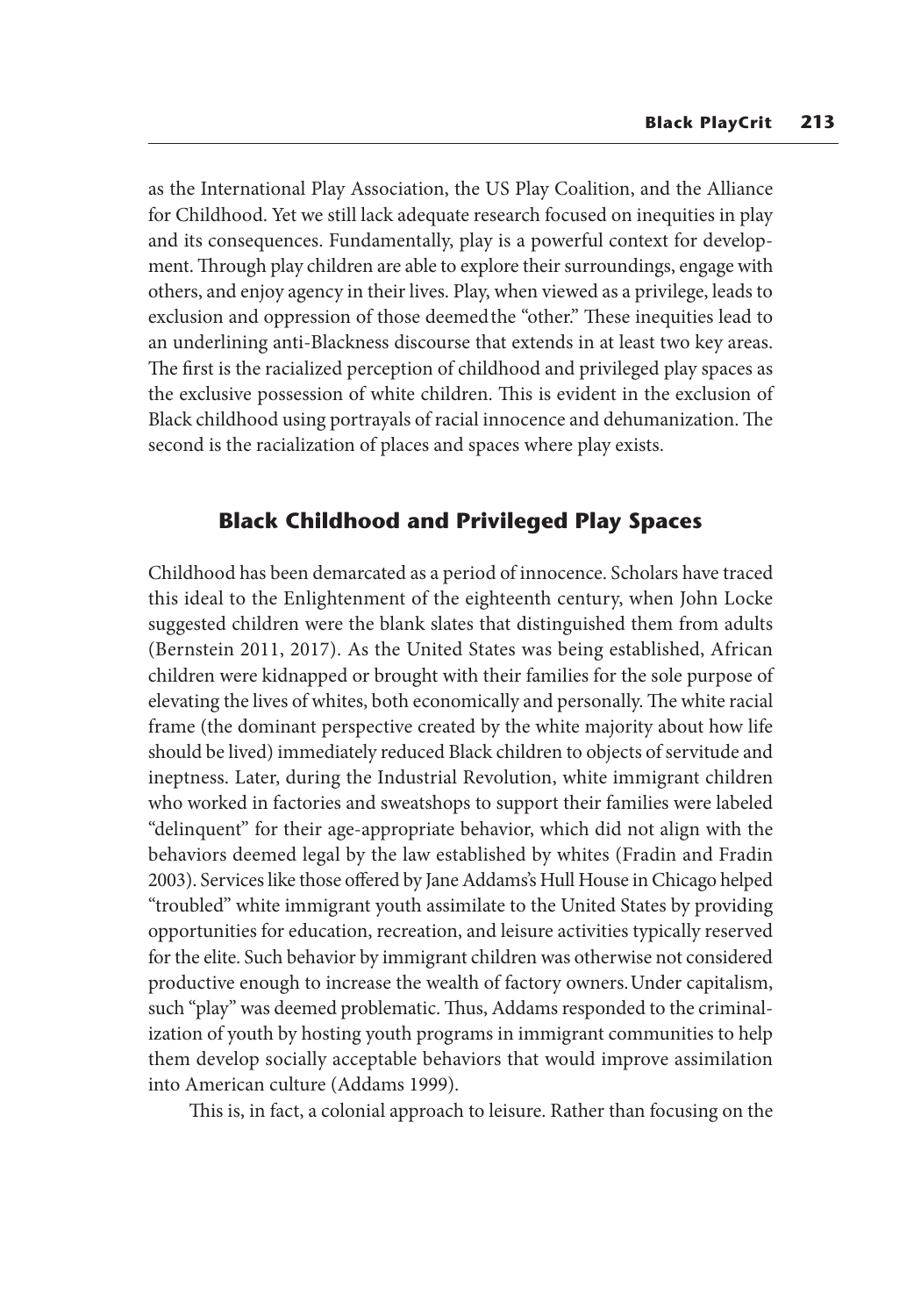as the International Play Association, the US Play Coalition, and the Alliance for Childhood. Yet we still lack adequate research focused on inequities in play and its consequences. Fundamentally, play is a powerful context for development. Through play children are able to explore their surroundings, engage with others, and enjoy agency in their lives. Play, when viewed as a privilege, leads to exclusion and oppression of those deemed the "other." These inequities lead to an underlining anti-Blackness discourse that extends in at least two key areas. The first is the racialized perception of childhood and privileged play spaces as the exclusive possession of white children. This is evident in the exclusion of Black childhood using portrayals of racial innocence and dehumanization. The second is the racialization of places and spaces where play exists.

## Black Childhood and Privileged Play Spaces

Childhood has been demarcated as a period of innocence. Scholars have traced this ideal to the Enlightenment of the eighteenth century, when John Locke suggested children were the blank slates that distinguished them from adults (Bernstein 2011, 2017). As the United States was being established, African children were kidnapped or brought with their families for the sole purpose of elevating the lives of whites, both economically and personally. The white racial frame (the dominant perspective created by the white majority about how life should be lived) immediately reduced Black children to objects of servitude and ineptness. Later, during the Industrial Revolution, white immigrant children who worked in factories and sweatshops to support their families were labeled "delinquent" for their age-appropriate behavior, which did not align with the behaviors deemed legal by the law established by whites (Fradin and Fradin 2003). Services like those offered by Jane Addams's Hull House in Chicago helped "troubled" white immigrant youth assimilate to the United States by providing opportunities for education, recreation, and leisure activities typically reserved for the elite. Such behavior by immigrant children was otherwise not considered productive enough to increase the wealth of factory owners. Under capitalism, such "play" was deemed problematic. Thus, Addams responded to the criminalization of youth by hosting youth programs in immigrant communities to help them develop socially acceptable behaviors that would improve assimilation into American culture (Addams 1999).

This is, in fact, a colonial approach to leisure. Rather than focusing on the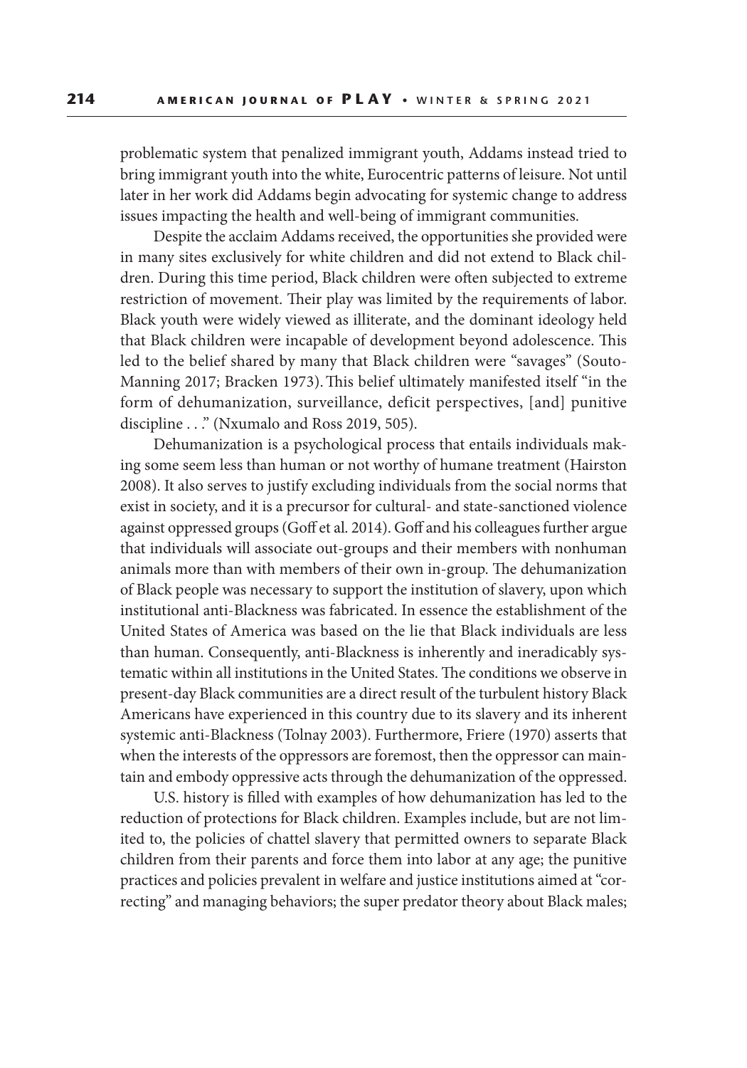problematic system that penalized immigrant youth, Addams instead tried to bring immigrant youth into the white, Eurocentric patterns of leisure. Not until later in her work did Addams begin advocating for systemic change to address issues impacting the health and well-being of immigrant communities.

Despite the acclaim Addams received, the opportunities she provided were in many sites exclusively for white children and did not extend to Black children. During this time period, Black children were often subjected to extreme restriction of movement. Their play was limited by the requirements of labor. Black youth were widely viewed as illiterate, and the dominant ideology held that Black children were incapable of development beyond adolescence. This led to the belief shared by many that Black children were "savages" (Souto-Manning 2017; Bracken 1973). This belief ultimately manifested itself "in the form of dehumanization, surveillance, deficit perspectives, [and] punitive discipline . . ." (Nxumalo and Ross 2019, 505).

Dehumanization is a psychological process that entails individuals making some seem less than human or not worthy of humane treatment (Hairston 2008). It also serves to justify excluding individuals from the social norms that exist in society, and it is a precursor for cultural- and state-sanctioned violence against oppressed groups (Goff et al. 2014). Goff and his colleagues further argue that individuals will associate out-groups and their members with nonhuman animals more than with members of their own in-group. The dehumanization of Black people was necessary to support the institution of slavery, upon which institutional anti-Blackness was fabricated. In essence the establishment of the United States of America was based on the lie that Black individuals are less than human. Consequently, anti-Blackness is inherently and ineradicably systematic within all institutions in the United States. The conditions we observe in present-day Black communities are a direct result of the turbulent history Black Americans have experienced in this country due to its slavery and its inherent systemic anti-Blackness (Tolnay 2003). Furthermore, Friere (1970) asserts that when the interests of the oppressors are foremost, then the oppressor can maintain and embody oppressive acts through the dehumanization of the oppressed.

U.S. history is filled with examples of how dehumanization has led to the reduction of protections for Black children. Examples include, but are not limited to, the policies of chattel slavery that permitted owners to separate Black children from their parents and force them into labor at any age; the punitive practices and policies prevalent in welfare and justice institutions aimed at "correcting" and managing behaviors; the super predator theory about Black males;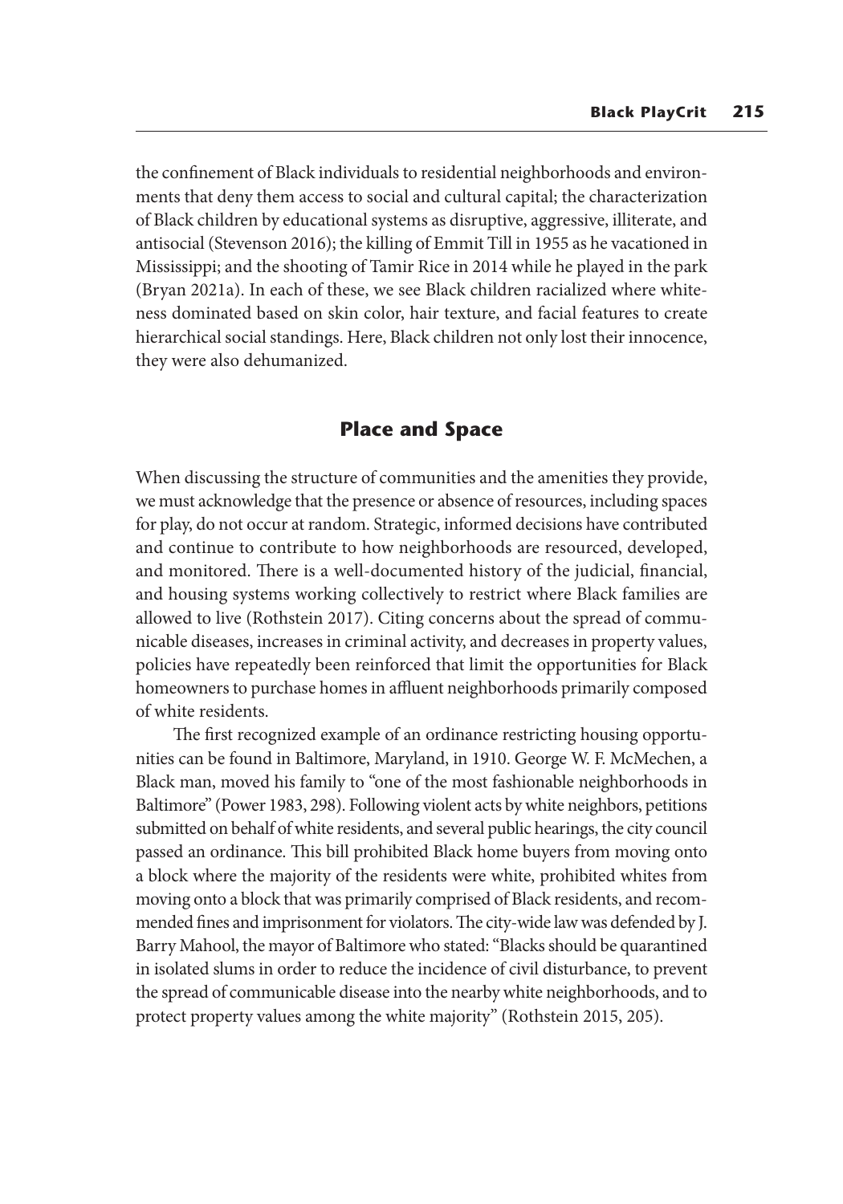the confinement of Black individuals to residential neighborhoods and environments that deny them access to social and cultural capital; the characterization of Black children by educational systems as disruptive, aggressive, illiterate, and antisocial (Stevenson 2016); the killing of Emmit Till in 1955 as he vacationed in Mississippi; and the shooting of Tamir Rice in 2014 while he played in the park (Bryan 2021a). In each of these, we see Black children racialized where whiteness dominated based on skin color, hair texture, and facial features to create hierarchical social standings. Here, Black children not only lost their innocence, they were also dehumanized.

## Place and Space

When discussing the structure of communities and the amenities they provide, we must acknowledge that the presence or absence of resources, including spaces for play, do not occur at random. Strategic, informed decisions have contributed and continue to contribute to how neighborhoods are resourced, developed, and monitored. There is a well-documented history of the judicial, financial, and housing systems working collectively to restrict where Black families are allowed to live (Rothstein 2017). Citing concerns about the spread of communicable diseases, increases in criminal activity, and decreases in property values, policies have repeatedly been reinforced that limit the opportunities for Black homeowners to purchase homes in affluent neighborhoods primarily composed of white residents.

The first recognized example of an ordinance restricting housing opportunities can be found in Baltimore, Maryland, in 1910. George W. F. McMechen, a Black man, moved his family to "one of the most fashionable neighborhoods in Baltimore" (Power 1983, 298). Following violent acts by white neighbors, petitions submitted on behalf of white residents, and several public hearings, the city council passed an ordinance. This bill prohibited Black home buyers from moving onto a block where the majority of the residents were white, prohibited whites from moving onto a block that was primarily comprised of Black residents, and recommended fines and imprisonment for violators. The city-wide law was defended by J. Barry Mahool, the mayor of Baltimore who stated: "Blacks should be quarantined in isolated slums in order to reduce the incidence of civil disturbance, to prevent the spread of communicable disease into the nearby white neighborhoods, and to protect property values among the white majority" (Rothstein 2015, 205).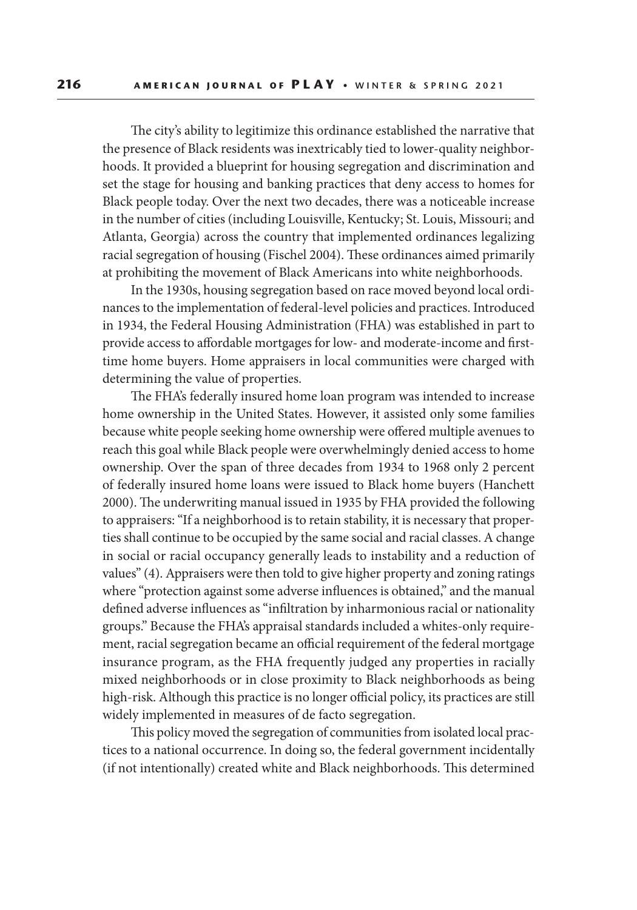The city's ability to legitimize this ordinance established the narrative that the presence of Black residents was inextricably tied to lower-quality neighborhoods. It provided a blueprint for housing segregation and discrimination and set the stage for housing and banking practices that deny access to homes for Black people today. Over the next two decades, there was a noticeable increase in the number of cities (including Louisville, Kentucky; St. Louis, Missouri; and Atlanta, Georgia) across the country that implemented ordinances legalizing racial segregation of housing (Fischel 2004). These ordinances aimed primarily at prohibiting the movement of Black Americans into white neighborhoods.

In the 1930s, housing segregation based on race moved beyond local ordinances to the implementation of federal-level policies and practices. Introduced in 1934, the Federal Housing Administration (FHA) was established in part to provide access to affordable mortgages for low- and moderate-income and first-time home buyers. Home appraisers in local communities were charged with determining the value of properties.

The FHA's federally insured home loan program was intended to increase home ownership in the United States. However, it assisted only some families because white people seeking home ownership were offered multiple avenues to reach this goal while Black people were overwhelmingly denied access to home ownership. Over the span of three decades from 1934 to 1968 only 2 percent of federally insured home loans were issued to Black home buyers (Hanchett 2000). The underwriting manual issued in 1935 by FHA provided the following to appraisers: "If a neighborhood is to retain stability, it is necessary that properties shall continue to be occupied by the same social and racial classes. A change in social or racial occupancy generally leads to instability and a reduction of values" (4). Appraisers were then told to give higher property and zoning ratings where "protection against some adverse influences is obtained," and the manual defined adverse influences as "infiltration by inharmonious racial or nationality groups." Because the FHA's appraisal standards included a whites-only requirement, racial segregation became an official requirement of the federal mortgage insurance program, as the FHA frequently judged any properties in racially mixed neighborhoods or in close proximity to Black neighborhoods as being high-risk. Although this practice is no longer official policy, its practices are still widely implemented in measures of de facto segregation.

This policy moved the segregation of communities from isolated local practices to a national occurrence. In doing so, the federal government incidentally (if not intentionally) created white and Black neighborhoods. This determined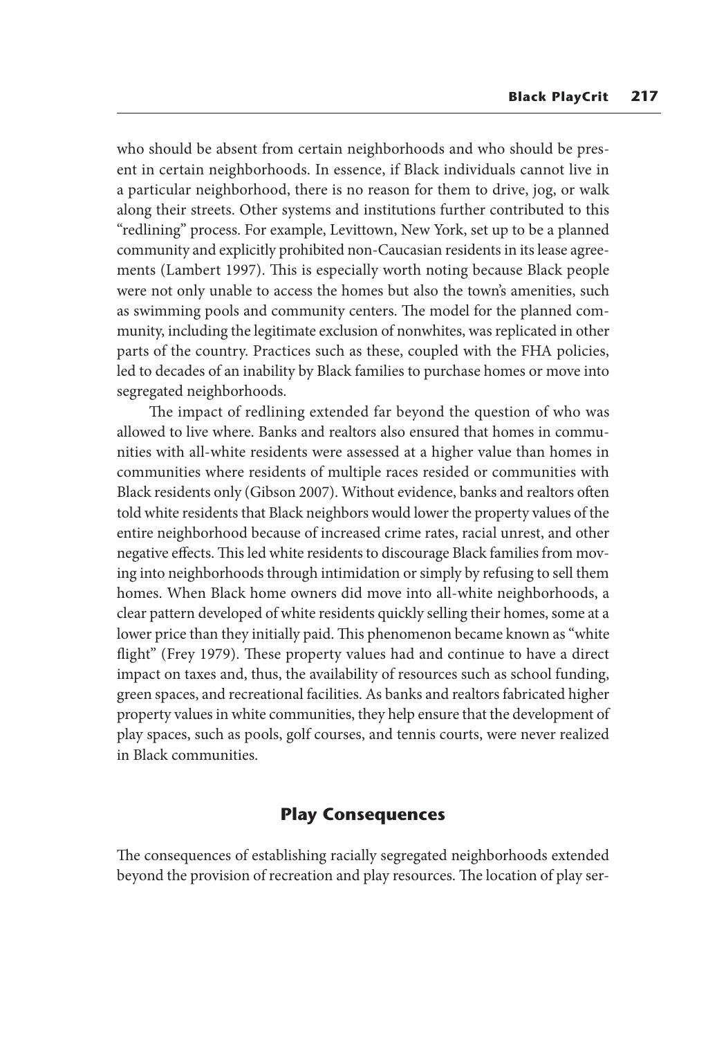who should be absent from certain neighborhoods and who should be present in certain neighborhoods. In essence, if Black individuals cannot live in a particular neighborhood, there is no reason for them to drive, jog, or walk along their streets. Other systems and institutions further contributed to this "redlining" process. For example, Levittown, New York, set up to be a planned community and explicitly prohibited non-Caucasian residents in its lease agreements (Lambert 1997). This is especially worth noting because Black people were not only unable to access the homes but also the town's amenities, such as swimming pools and community centers. The model for the planned community, including the legitimate exclusion of nonwhites, was replicated in other parts of the country. Practices such as these, coupled with the FHA policies, led to decades of an inability by Black families to purchase homes or move into segregated neighborhoods.

The impact of redlining extended far beyond the question of who was allowed to live where. Banks and realtors also ensured that homes in communities with all-white residents were assessed at a higher value than homes in communities where residents of multiple races resided or communities with Black residents only (Gibson 2007). Without evidence, banks and realtors often told white residents that Black neighbors would lower the property values of the entire neighborhood because of increased crime rates, racial unrest, and other negative effects. This led white residents to discourage Black families from moving into neighborhoods through intimidation or simply by refusing to sell them homes. When Black home owners did move into all-white neighborhoods, a clear pattern developed of white residents quickly selling their homes, some at a lower price than they initially paid. This phenomenon became known as "white flight" (Frey 1979). These property values had and continue to have a direct impact on taxes and, thus, the availability of resources such as school funding, green spaces, and recreational facilities. As banks and realtors fabricated higher property values in white communities, they help ensure that the development of play spaces, such as pools, golf courses, and tennis courts, were never realized in Black communities.

## Play Consequences

The consequences of establishing racially segregated neighborhoods extended beyond the provision of recreation and play resources. The location of play ser-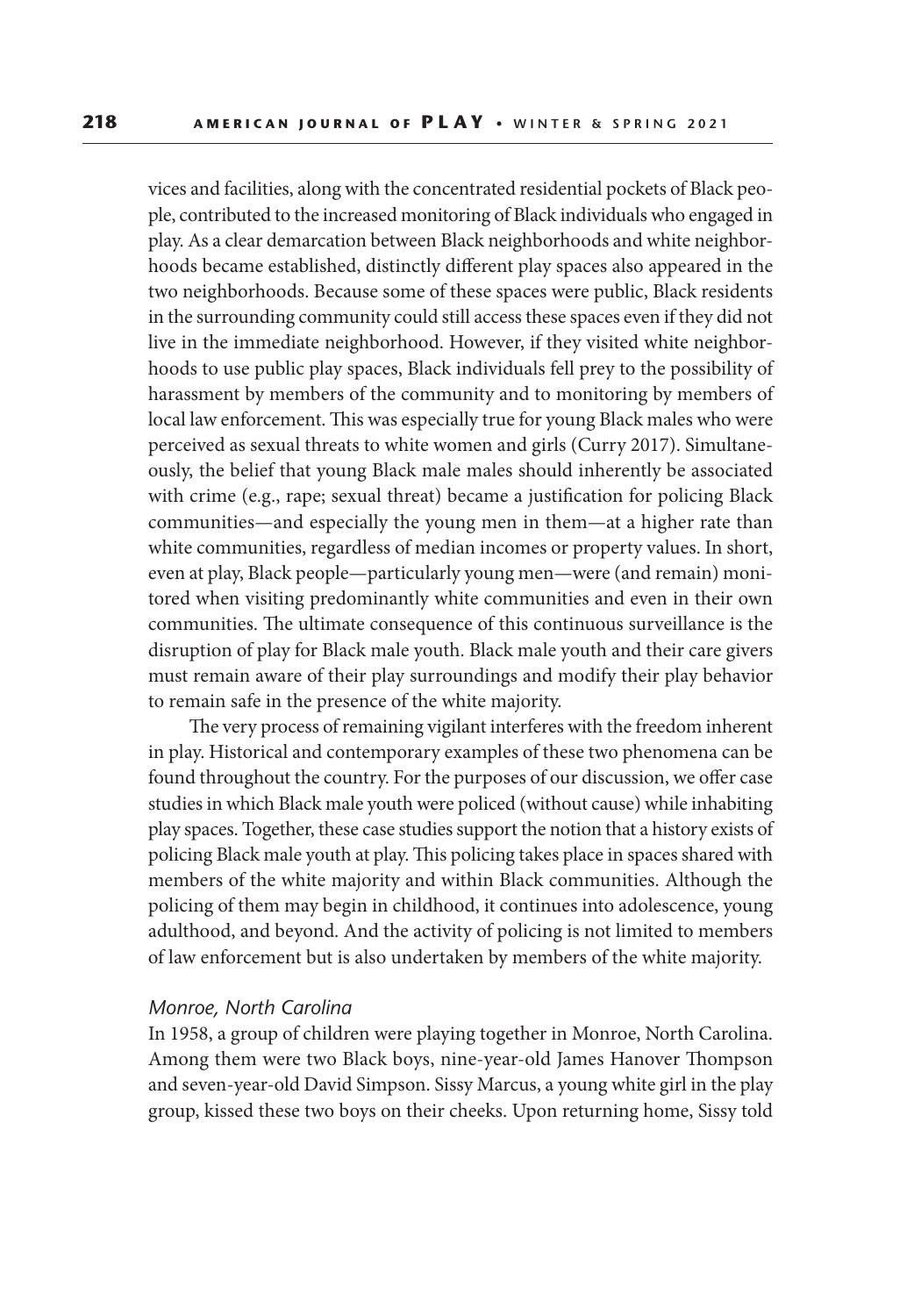vices and facilities, along with the concentrated residential pockets of Black people, contributed to the increased monitoring of Black individuals who engaged in play. As a clear demarcation between Black neighborhoods and white neighborhoods became established, distinctly different play spaces also appeared in the two neighborhoods. Because some of these spaces were public, Black residents in the surrounding community could still access these spaces even if they did not live in the immediate neighborhood. However, if they visited white neighborhoods to use public play spaces, Black individuals fell prey to the possibility of harassment by members of the community and to monitoring by members of local law enforcement. This was especially true for young Black males who were perceived as sexual threats to white women and girls (Curry 2017). Simultaneously, the belief that young Black male males should inherently be associated with crime (e.g., rape; sexual threat) became a justification for policing Black communities—and especially the young men in them—at a higher rate than white communities, regardless of median incomes or property values. In short, even at play, Black people—particularly young men—were (and remain) monitored when visiting predominantly white communities and even in their own communities. The ultimate consequence of this continuous surveillance is the disruption of play for Black male youth. Black male youth and their care givers must remain aware of their play surroundings and modify their play behavior to remain safe in the presence of the white majority.

The very process of remaining vigilant interferes with the freedom inherent in play. Historical and contemporary examples of these two phenomena can be found throughout the country. For the purposes of our discussion, we offer case studies in which Black male youth were policed (without cause) while inhabiting play spaces. Together, these case studies support the notion that a history exists of policing Black male youth at play. This policing takes place in spaces shared with members of the white majority and within Black communities. Although the policing of them may begin in childhood, it continues into adolescence, young adulthood, and beyond. And the activity of policing is not limited to members of law enforcement but is also undertaken by members of the white majority.

### *Monroe, North Carolina*

In 1958, a group of children were playing together in Monroe, North Carolina. Among them were two Black boys, nine-year-old James Hanover Thompson and seven-year-old David Simpson. Sissy Marcus, a young white girl in the play group, kissed these two boys on their cheeks. Upon returning home, Sissy told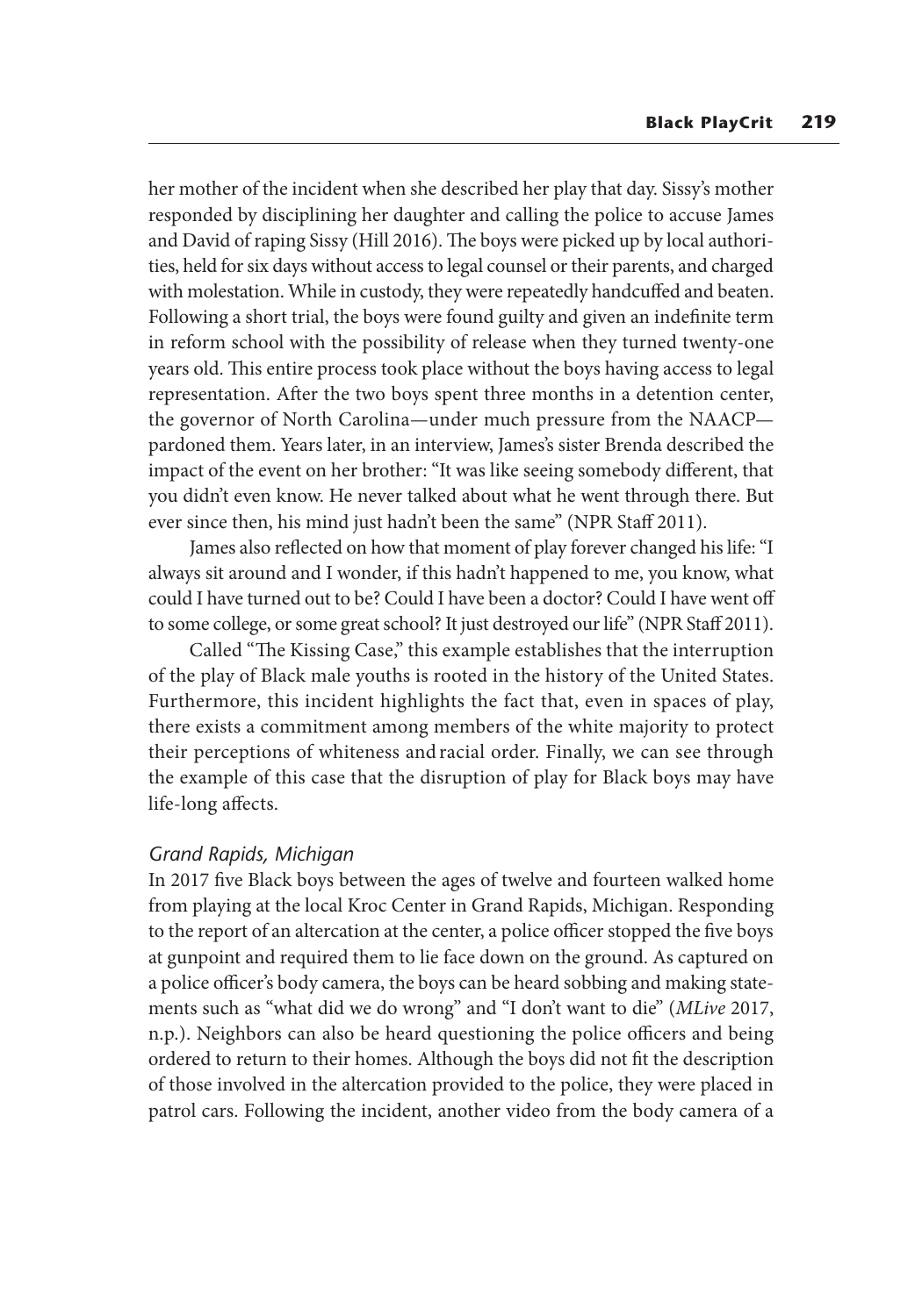her mother of the incident when she described her play that day. Sissy's mother responded by disciplining her daughter and calling the police to accuse James and David of raping Sissy (Hill 2016). The boys were picked up by local authorities, held for six days without access to legal counsel or their parents, and charged with molestation. While in custody, they were repeatedly handcuffed and beaten. Following a short trial, the boys were found guilty and given an indefinite term in reform school with the possibility of release when they turned twenty-one years old. This entire process took place without the boys having access to legal representation. After the two boys spent three months in a detention center, the governor of North Carolina—under much pressure from the NAACP—pardoned them. Years later, in an interview, James's sister Brenda described the impact of the event on her brother: "It was like seeing somebody different, that you didn't even know. He never talked about what he went through there. But ever since then, his mind just hadn't been the same" (NPR Staff 2011).

James also reflected on how that moment of play forever changed his life: "I always sit around and I wonder, if this hadn't happened to me, you know, what could I have turned out to be? Could I have been a doctor? Could I have went off to some college, or some great school? It just destroyed our life" (NPR Staff 2011).

Called "The Kissing Case," this example establishes that the interruption of the play of Black male youths is rooted in the history of the United States. Furthermore, this incident highlights the fact that, even in spaces of play, there exists a commitment among members of the white majority to protect their perceptions of whiteness and racial order. Finally, we can see through the example of this case that the disruption of play for Black boys may have life-long affects.

### *Grand Rapids, Michigan*

In 2017 five Black boys between the ages of twelve and fourteen walked home from playing at the local Kroc Center in Grand Rapids, Michigan. Responding to the report of an altercation at the center, a police officer stopped the five boys at gunpoint and required them to lie face down on the ground. As captured on a police officer's body camera, the boys can be heard sobbing and making statements such as "what did we do wrong" and "I don't want to die" (*MLive* 2017, n.p.). Neighbors can also be heard questioning the police officers and being ordered to return to their homes. Although the boys did not fit the description of those involved in the altercation provided to the police, they were placed in patrol cars. Following the incident, another video from the body camera of a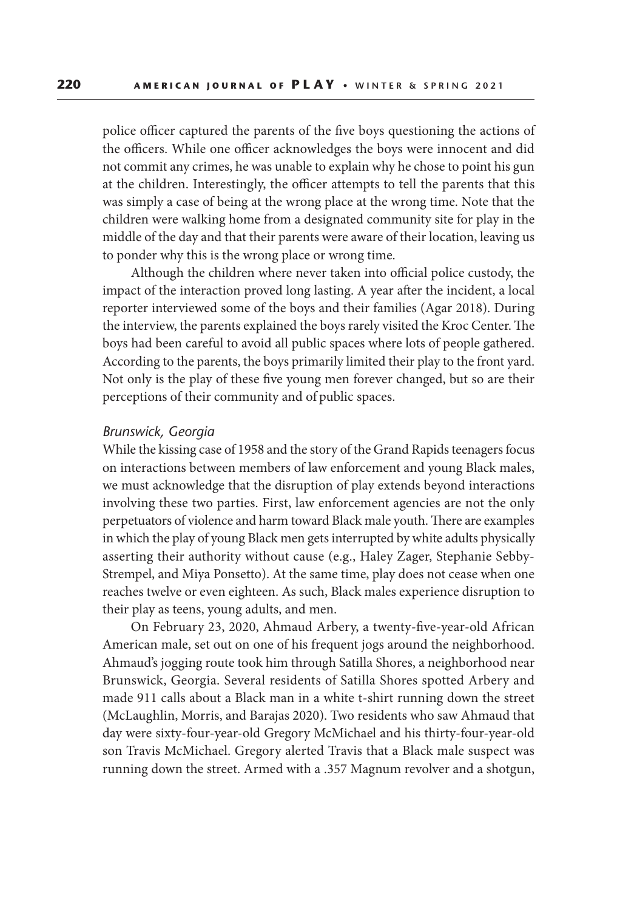police officer captured the parents of the five boys questioning the actions of the officers. While one officer acknowledges the boys were innocent and did not commit any crimes, he was unable to explain why he chose to point his gun at the children. Interestingly, the officer attempts to tell the parents that this was simply a case of being at the wrong place at the wrong time. Note that the children were walking home from a designated community site for play in the middle of the day and that their parents were aware of their location, leaving us to ponder why this is the wrong place or wrong time.

Although the children where never taken into official police custody, the impact of the interaction proved long lasting. A year after the incident, a local reporter interviewed some of the boys and their families (Agar 2018). During the interview, the parents explained the boys rarely visited the Kroc Center. The boys had been careful to avoid all public spaces where lots of people gathered. According to the parents, the boys primarily limited their play to the front yard. Not only is the play of these five young men forever changed, but so are their perceptions of their community and of public spaces.

### *Brunswick, Georgia*

While the kissing case of 1958 and the story of the Grand Rapids teenagers focus on interactions between members of law enforcement and young Black males, we must acknowledge that the disruption of play extends beyond interactions involving these two parties. First, law enforcement agencies are not the only perpetuators of violence and harm toward Black male youth. There are examples in which the play of young Black men gets interrupted by white adults physically asserting their authority without cause (e.g., Haley Zager, Stephanie Sebby-Strempel, and Miya Ponsetto). At the same time, play does not cease when one reaches twelve or even eighteen. As such, Black males experience disruption to their play as teens, young adults, and men.

On February 23, 2020, Ahmaud Arbery, a twenty-five-year-old African American male, set out on one of his frequent jogs around the neighborhood. Ahmaud's jogging route took him through Satilla Shores, a neighborhood near Brunswick, Georgia. Several residents of Satilla Shores spotted Arbery and made 911 calls about a Black man in a white t-shirt running down the street (McLaughlin, Morris, and Barajas 2020). Two residents who saw Ahmaud that day were sixty-four-year-old Gregory McMichael and his thirty-four-year-old son Travis McMichael. Gregory alerted Travis that a Black male suspect was running down the street. Armed with a .357 Magnum revolver and a shotgun,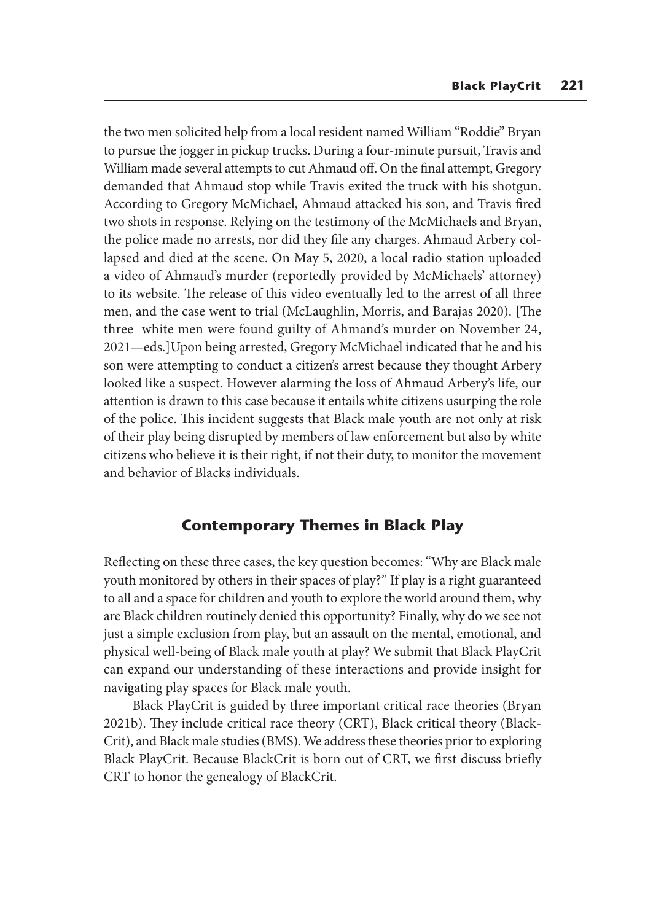the two men solicited help from a local resident named William "Roddie" Bryan to pursue the jogger in pickup trucks. During a four-minute pursuit, Travis and William made several attempts to cut Ahmaud off. On the final attempt, Gregory demanded that Ahmaud stop while Travis exited the truck with his shotgun. According to Gregory McMichael, Ahmaud attacked his son, and Travis fired two shots in response. Relying on the testimony of the McMichaels and Bryan, the police made no arrests, nor did they file any charges. Ahmaud Arbery collapsed and died at the scene. On May 5, 2020, a local radio station uploaded a video of Ahmaud's murder (reportedly provided by McMichaels' attorney) to its website. The release of this video eventually led to the arrest of all three men, and the case went to trial (McLaughlin, Morris, and Barajas 2020). [The three white men were found guilty of Ahmand's murder on November 24, 2021—eds.]Upon being arrested, Gregory McMichael indicated that he and his son were attempting to conduct a citizen's arrest because they thought Arbery looked like a suspect. However alarming the loss of Ahmaud Arbery's life, our attention is drawn to this case because it entails white citizens usurping the role of the police. This incident suggests that Black male youth are not only at risk of their play being disrupted by members of law enforcement but also by white citizens who believe it is their right, if not their duty, to monitor the movement and behavior of Blacks individuals.

## Contemporary Themes in Black Play

Reflecting on these three cases, the key question becomes: "Why are Black male youth monitored by others in their spaces of play?" If play is a right guaranteed to all and a space for children and youth to explore the world around them, why are Black children routinely denied this opportunity? Finally, why do we see not just a simple exclusion from play, but an assault on the mental, emotional, and physical well-being of Black male youth at play? We submit that Black PlayCrit can expand our understanding of these interactions and provide insight for navigating play spaces for Black male youth.

Black PlayCrit is guided by three important critical race theories (Bryan 2021b). They include critical race theory (CRT), Black critical theory (BlackCrit), and Black male studies (BMS). We address these theories prior to exploring Black PlayCrit. Because BlackCrit is born out of CRT, we first discuss briefly CRT to honor the genealogy of BlackCrit.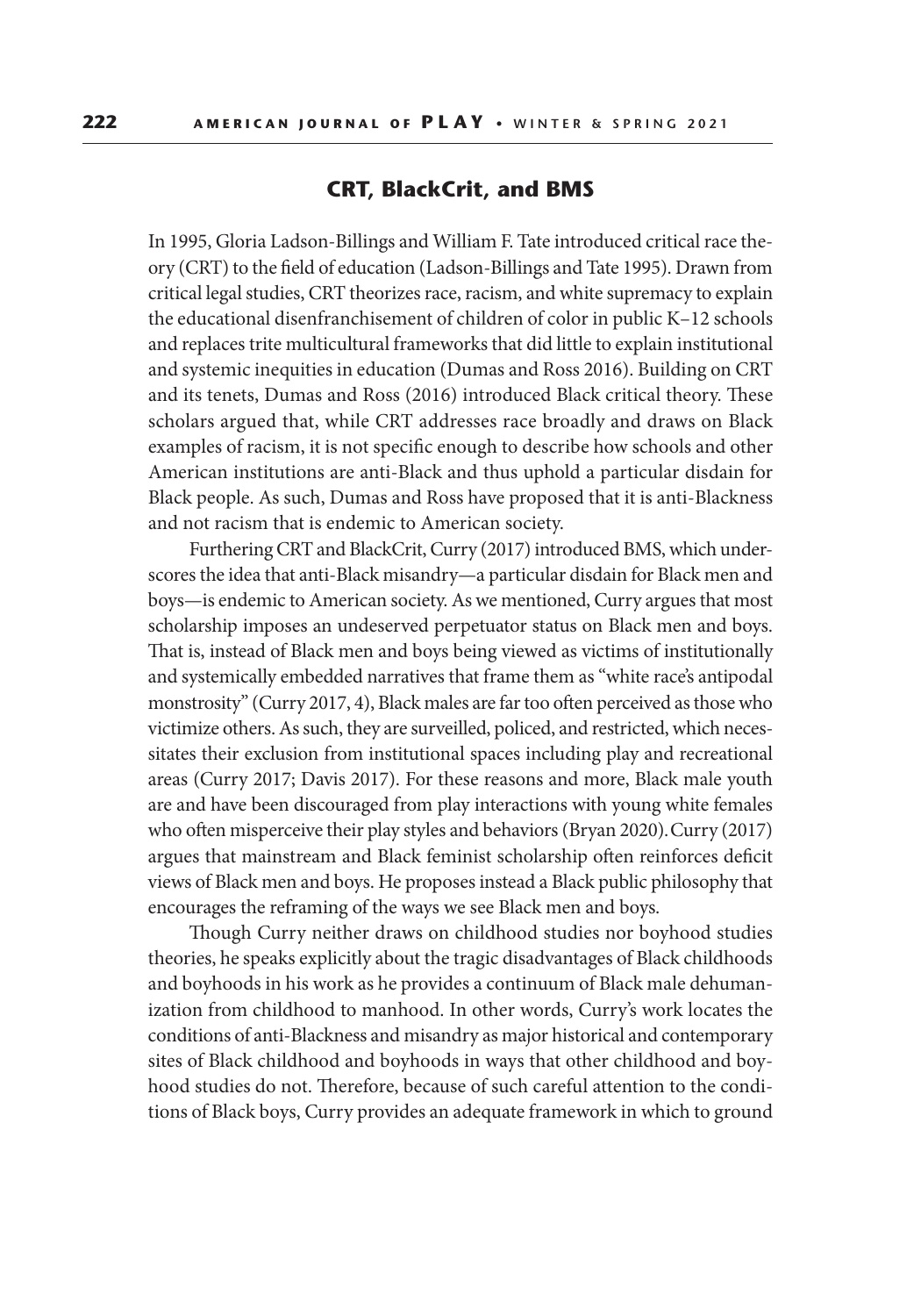## CRT, BlackCrit, and BMS

In 1995, Gloria Ladson-Billings and William F. Tate introduced critical race theory (CRT) to the field of education (Ladson-Billings and Tate 1995). Drawn from critical legal studies, CRT theorizes race, racism, and white supremacy to explain the educational disenfranchisement of children of color in public K–12 schools and replaces trite multicultural frameworks that did little to explain institutional and systemic inequities in education (Dumas and Ross 2016). Building on CRT and its tenets, Dumas and Ross (2016) introduced Black critical theory. These scholars argued that, while CRT addresses race broadly and draws on Black examples of racism, it is not specific enough to describe how schools and other American institutions are anti-Black and thus uphold a particular disdain for Black people. As such, Dumas and Ross have proposed that it is anti-Blackness and not racism that is endemic to American society.

Furthering CRT and BlackCrit, Curry (2017) introduced BMS, which underscores the idea that anti-Black misandry—a particular disdain for Black men and boys—is endemic to American society. As we mentioned, Curry argues that most scholarship imposes an undeserved perpetuator status on Black men and boys. That is, instead of Black men and boys being viewed as victims of institutionally and systemically embedded narratives that frame them as "white race's antipodal monstrosity" (Curry 2017, 4), Black males are far too often perceived as those who victimize others. As such, they are surveilled, policed, and restricted, which necessitates their exclusion from institutional spaces including play and recreational areas (Curry 2017; Davis 2017). For these reasons and more, Black male youth are and have been discouraged from play interactions with young white females who often misperceive their play styles and behaviors (Bryan 2020). Curry (2017) argues that mainstream and Black feminist scholarship often reinforces deficit views of Black men and boys. He proposes instead a Black public philosophy that encourages the reframing of the ways we see Black men and boys.

Though Curry neither draws on childhood studies nor boyhood studies theories, he speaks explicitly about the tragic disadvantages of Black childhoods and boyhoods in his work as he provides a continuum of Black male dehumanization from childhood to manhood. In other words, Curry's work locates the conditions of anti-Blackness and misandry as major historical and contemporary sites of Black childhood and boyhoods in ways that other childhood and boyhood studies do not. Therefore, because of such careful attention to the conditions of Black boys, Curry provides an adequate framework in which to ground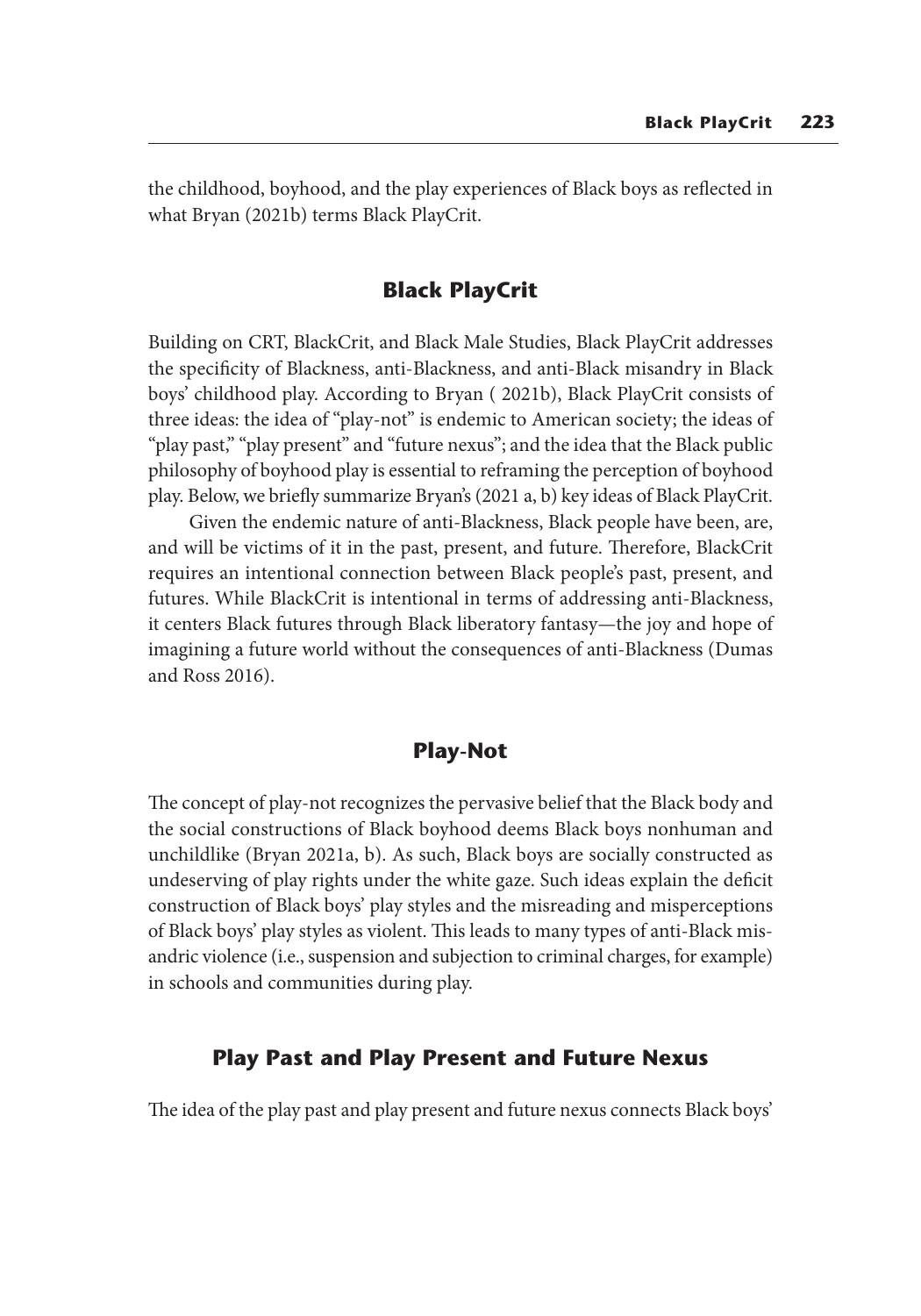the childhood, boyhood, and the play experiences of Black boys as reflected in what Bryan (2021b) terms Black PlayCrit.

## Black PlayCrit

Building on CRT, BlackCrit, and Black Male Studies, Black PlayCrit addresses the specificity of Blackness, anti-Blackness, and anti-Black misandry in Black boys' childhood play. According to Bryan ( 2021b), Black PlayCrit consists of three ideas: the idea of "play-not" is endemic to American society; the ideas of "play past," "play present" and "future nexus"; and the idea that the Black public philosophy of boyhood play is essential to reframing the perception of boyhood play. Below, we briefly summarize Bryan's (2021 a, b) key ideas of Black PlayCrit.

Given the endemic nature of anti-Blackness, Black people have been, are, and will be victims of it in the past, present, and future. Therefore, BlackCrit requires an intentional connection between Black people's past, present, and futures. While BlackCrit is intentional in terms of addressing anti-Blackness, it centers Black futures through Black liberatory fantasy—the joy and hope of imagining a future world without the consequences of anti-Blackness (Dumas and Ross 2016).

## Play-Not

The concept of play-not recognizes the pervasive belief that the Black body and the social constructions of Black boyhood deems Black boys nonhuman and unchildlike (Bryan 2021a, b). As such, Black boys are socially constructed as undeserving of play rights under the white gaze. Such ideas explain the deficit construction of Black boys' play styles and the misreading and misperceptions of Black boys' play styles as violent. This leads to many types of anti-Black misandric violence (i.e., suspension and subjection to criminal charges, for example) in schools and communities during play.

## Play Past and Play Present and Future Nexus

The idea of the play past and play present and future nexus connects Black boys'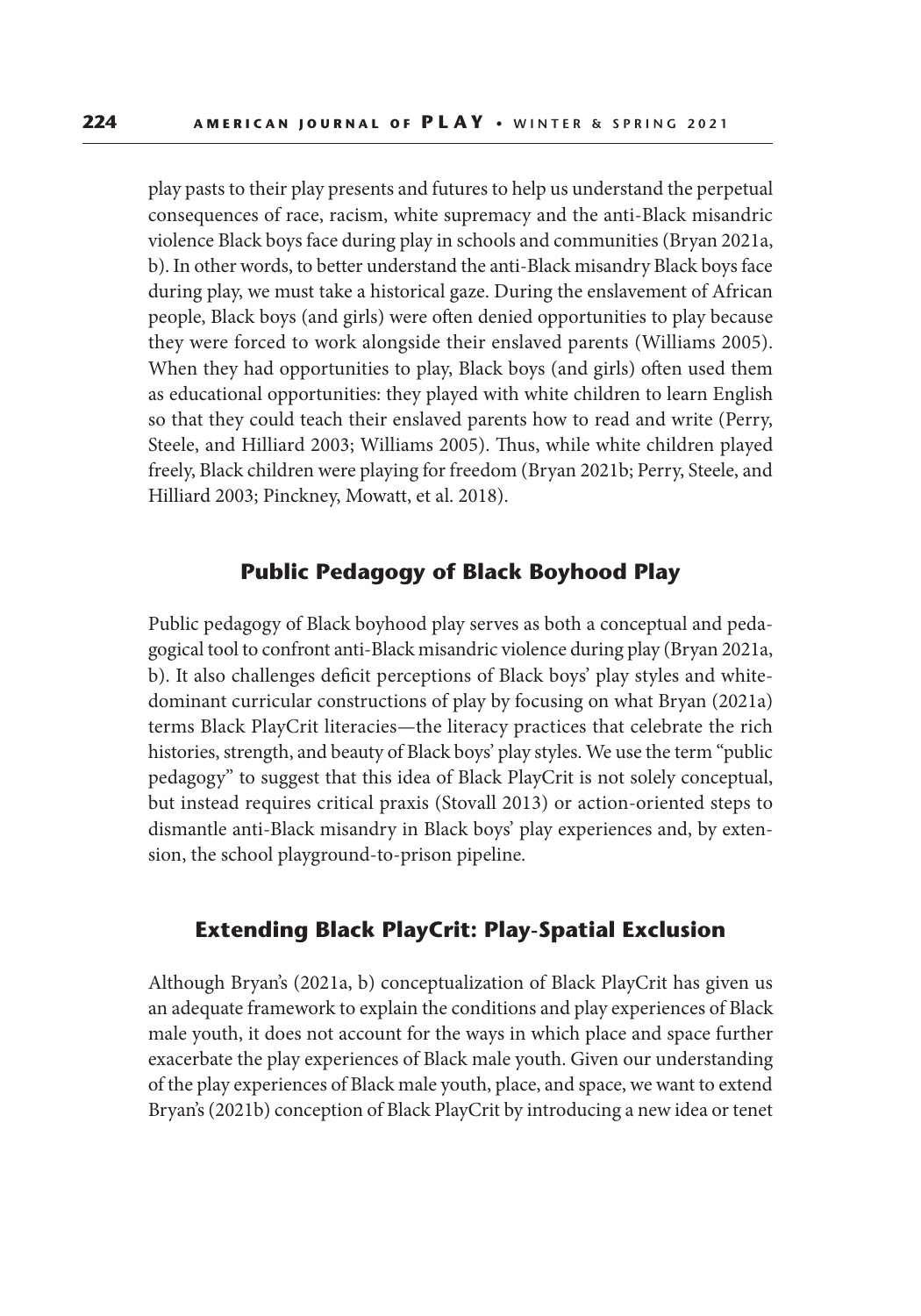play pasts to their play presents and futures to help us understand the perpetual consequences of race, racism, white supremacy and the anti-Black misandric violence Black boys face during play in schools and communities (Bryan 2021a, b). In other words, to better understand the anti-Black misandry Black boys face during play, we must take a historical gaze. During the enslavement of African people, Black boys (and girls) were often denied opportunities to play because they were forced to work alongside their enslaved parents (Williams 2005). When they had opportunities to play, Black boys (and girls) often used them as educational opportunities: they played with white children to learn English so that they could teach their enslaved parents how to read and write (Perry, Steele, and Hilliard 2003; Williams 2005). Thus, while white children played freely, Black children were playing for freedom (Bryan 2021b; Perry, Steele, and Hilliard 2003; Pinckney, Mowatt, et al. 2018).

## Public Pedagogy of Black Boyhood Play

Public pedagogy of Black boyhood play serves as both a conceptual and pedagogical tool to confront anti-Black misandric violence during play (Bryan 2021a, b). It also challenges deficit perceptions of Black boys' play styles and white-dominant curricular constructions of play by focusing on what Bryan (2021a) terms Black PlayCrit literacies—the literacy practices that celebrate the rich histories, strength, and beauty of Black boys' play styles. We use the term "public pedagogy" to suggest that this idea of Black PlayCrit is not solely conceptual, but instead requires critical praxis (Stovall 2013) or action-oriented steps to dismantle anti-Black misandry in Black boys' play experiences and, by extension, the school playground-to-prison pipeline.

## Extending Black PlayCrit: Play-Spatial Exclusion

Although Bryan's (2021a, b) conceptualization of Black PlayCrit has given us an adequate framework to explain the conditions and play experiences of Black male youth, it does not account for the ways in which place and space further exacerbate the play experiences of Black male youth. Given our understanding of the play experiences of Black male youth, place, and space, we want to extend Bryan's (2021b) conception of Black PlayCrit by introducing a new idea or tenet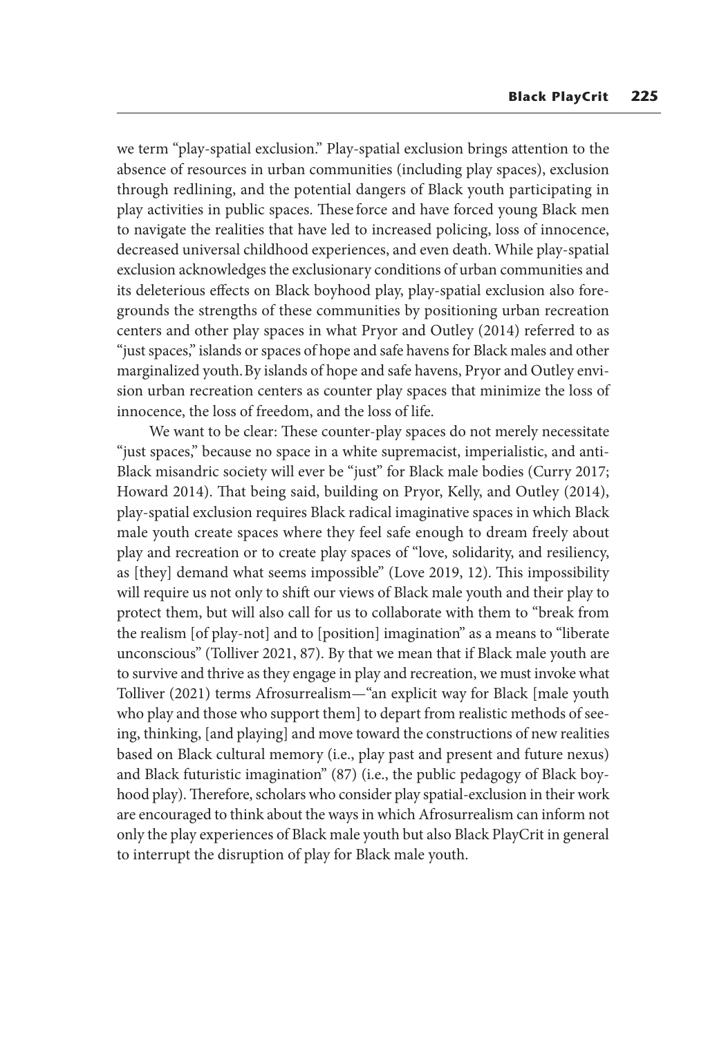we term "play-spatial exclusion." Play-spatial exclusion brings attention to the absence of resources in urban communities (including play spaces), exclusion through redlining, and the potential dangers of Black youth participating in play activities in public spaces. These force and have forced young Black men to navigate the realities that have led to increased policing, loss of innocence, decreased universal childhood experiences, and even death. While play-spatial exclusion acknowledges the exclusionary conditions of urban communities and its deleterious effects on Black boyhood play, play-spatial exclusion also foregrounds the strengths of these communities by positioning urban recreation centers and other play spaces in what Pryor and Outley (2014) referred to as "just spaces," islands or spaces of hope and safe havens for Black males and other marginalized youth. By islands of hope and safe havens, Pryor and Outley envision urban recreation centers as counter play spaces that minimize the loss of innocence, the loss of freedom, and the loss of life.

We want to be clear: These counter-play spaces do not merely necessitate "just spaces," because no space in a white supremacist, imperialistic, and anti-Black misandric society will ever be "just" for Black male bodies (Curry 2017; Howard 2014). That being said, building on Pryor, Kelly, and Outley (2014), play-spatial exclusion requires Black radical imaginative spaces in which Black male youth create spaces where they feel safe enough to dream freely about play and recreation or to create play spaces of "love, solidarity, and resiliency, as [they] demand what seems impossible" (Love 2019, 12). This impossibility will require us not only to shift our views of Black male youth and their play to protect them, but will also call for us to collaborate with them to "break from the realism [of play-not] and to [position] imagination" as a means to "liberate unconscious" (Tolliver 2021, 87). By that we mean that if Black male youth are to survive and thrive as they engage in play and recreation, we must invoke what Tolliver (2021) terms Afrosurrealism—"an explicit way for Black [male youth who play and those who support them] to depart from realistic methods of seeing, thinking, [and playing] and move toward the constructions of new realities based on Black cultural memory (i.e., play past and present and future nexus) and Black futuristic imagination" (87) (i.e., the public pedagogy of Black boyhood play). Therefore, scholars who consider play spatial-exclusion in their work are encouraged to think about the ways in which Afrosurrealism can inform not only the play experiences of Black male youth but also Black PlayCrit in general to interrupt the disruption of play for Black male youth.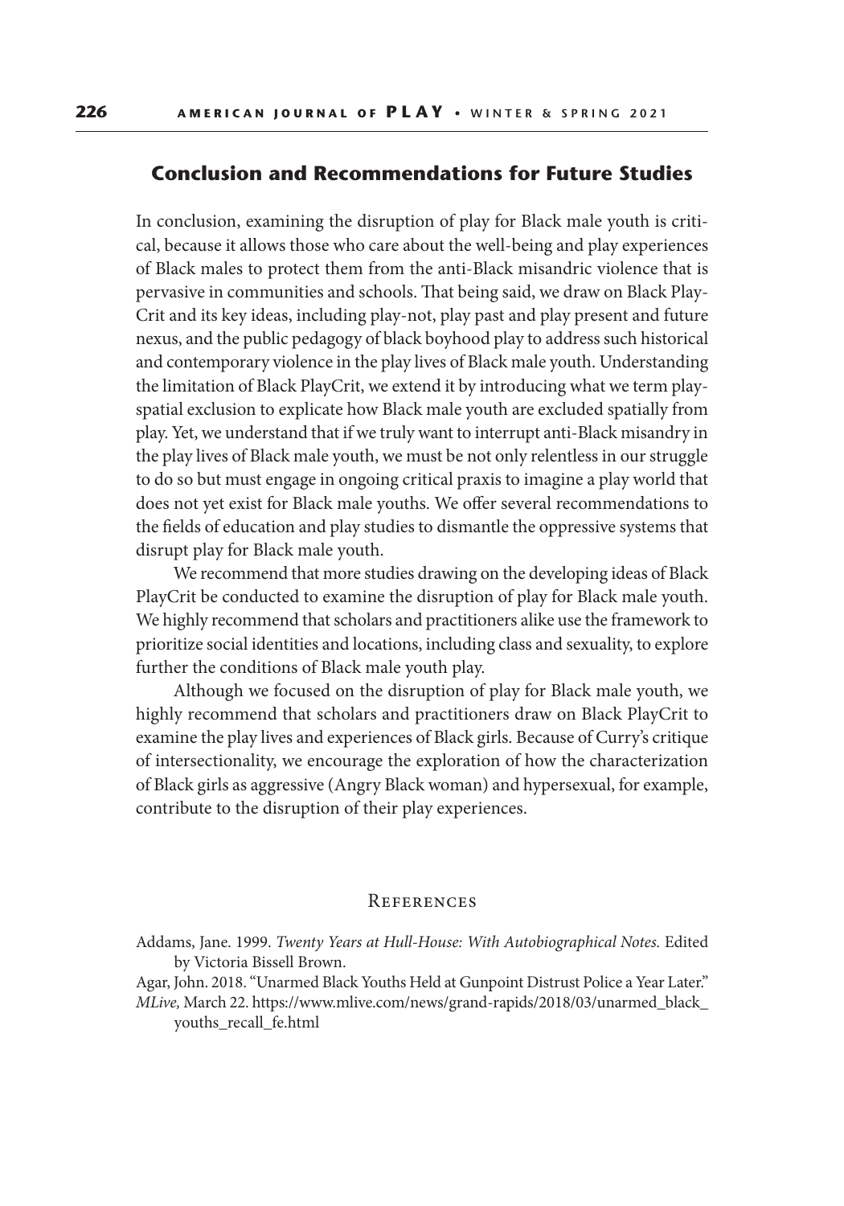## Conclusion and Recommendations for Future Studies

In conclusion, examining the disruption of play for Black male youth is critical, because it allows those who care about the well-being and play experiences of Black males to protect them from the anti-Black misandric violence that is pervasive in communities and schools. That being said, we draw on Black PlayCrit and its key ideas, including play-not, play past and play present and future nexus, and the public pedagogy of black boyhood play to address such historical and contemporary violence in the play lives of Black male youth. Understanding the limitation of Black PlayCrit, we extend it by introducing what we term play-spatial exclusion to explicate how Black male youth are excluded spatially from play. Yet, we understand that if we truly want to interrupt anti-Black misandry in the play lives of Black male youth, we must be not only relentless in our struggle to do so but must engage in ongoing critical praxis to imagine a play world that does not yet exist for Black male youths. We offer several recommendations to the fields of education and play studies to dismantle the oppressive systems that disrupt play for Black male youth.

We recommend that more studies drawing on the developing ideas of Black PlayCrit be conducted to examine the disruption of play for Black male youth. We highly recommend that scholars and practitioners alike use the framework to prioritize social identities and locations, including class and sexuality, to explore further the conditions of Black male youth play.

Although we focused on the disruption of play for Black male youth, we highly recommend that scholars and practitioners draw on Black PlayCrit to examine the play lives and experiences of Black girls. Because of Curry's critique of intersectionality, we encourage the exploration of how the characterization of Black girls as aggressive (Angry Black woman) and hypersexual, for example, contribute to the disruption of their play experiences.

### References

Addams, Jane. 1999. *Twenty Years at Hull-House: With Autobiographical Notes.* Edited by Victoria Bissell Brown.

Agar, John. 2018. "Unarmed Black Youths Held at Gunpoint Distrust Police a Year Later." *MLive,* March 22. https://www.mlive.com/news/grand-rapids/2018/03/unarmed_black_youths_recall_fe.html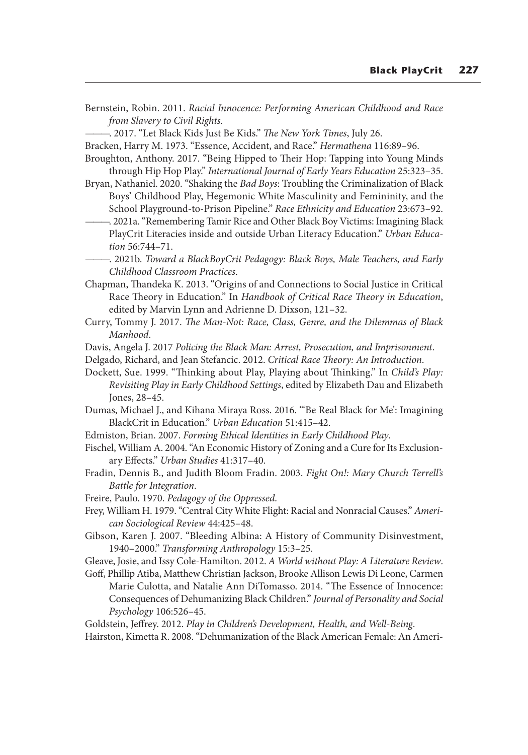Bernstein, Robin. 2011. *Racial Innocence: Performing American Childhood and Race from Slavery to Civil Rights*.

———. 2017. "Let Black Kids Just Be Kids." *The New York Times*, July 26.

Bracken, Harry M. 1973. "Essence, Accident, and Race." *Hermathena* 116:89–96.

Broughton, Anthony. 2017. "Being Hipped to Their Hop: Tapping into Young Minds through Hip Hop Play." *International Journal of Early Years Education* 25:323–35.

Bryan, Nathaniel. 2020. "Shaking the *Bad Boys*: Troubling the Criminalization of Black Boys' Childhood Play, Hegemonic White Masculinity and Femininity, and the School Playground-to-Prison Pipeline." *Race Ethnicity and Education* 23:673–92.

———. 2021a. "Remembering Tamir Rice and Other Black Boy Victims: Imagining Black PlayCrit Literacies inside and outside Urban Literacy Education." *Urban Education* 56:744–71.

———. 2021b. *Toward a BlackBoyCrit Pedagogy: Black Boys, Male Teachers, and Early Childhood Classroom Practices*.

Chapman, Thandeka K. 2013. "Origins of and Connections to Social Justice in Critical Race Theory in Education." In *Handbook of Critical Race Theory in Education*, edited by Marvin Lynn and Adrienne D. Dixson, 121–32.

Curry, Tommy J. 2017. *The Man-Not: Race, Class, Genre, and the Dilemmas of Black Manhood*.

Davis, Angela J. 2017 *Policing the Black Man: Arrest, Prosecution, and Imprisonment*.

Delgado, Richard, and Jean Stefancic. 2012. *Critical Race Theory: An Introduction*.

Dockett, Sue. 1999. "Thinking about Play, Playing about Thinking." In *Child's Play: Revisiting Play in Early Childhood Settings*, edited by Elizabeth Dau and Elizabeth Jones, 28–45.

Dumas, Michael J., and Kihana Miraya Ross. 2016. "'Be Real Black for Me': Imagining BlackCrit in Education." *Urban Education* 51:415–42.

Edmiston, Brian. 2007. *Forming Ethical Identities in Early Childhood Play*.

Fischel, William A. 2004. "An Economic History of Zoning and a Cure for Its Exclusionary Effects." *Urban Studies* 41:317–40.

Fradin, Dennis B., and Judith Bloom Fradin. 2003. *Fight On!: Mary Church Terrell's Battle for Integration*.

Freire, Paulo. 1970. *Pedagogy of the Oppressed*.

Frey, William H. 1979. "Central City White Flight: Racial and Nonracial Causes." *American Sociological Review* 44:425–48.

Gibson, Karen J. 2007. "Bleeding Albina: A History of Community Disinvestment, 1940–2000." *Transforming Anthropology* 15:3–25.

Gleave, Josie, and Issy Cole-Hamilton. 2012. *A World without Play: A Literature Review*.

Goff, Phillip Atiba, Matthew Christian Jackson, Brooke Allison Lewis Di Leone, Carmen Marie Culotta, and Natalie Ann DiTomasso. 2014. "The Essence of Innocence: Consequences of Dehumanizing Black Children." *Journal of Personality and Social Psychology* 106:526–45.

Goldstein, Jeffrey. 2012. *Play in Children's Development, Health, and Well-Being*.

Hairston, Kimetta R. 2008. "Dehumanization of the Black American Female: An Ameri-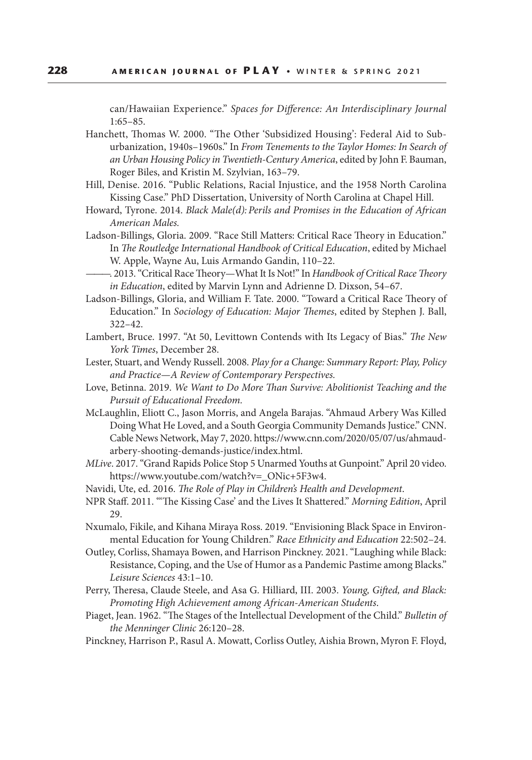can/Hawaiian Experience." *Spaces for Difference: An Interdisciplinary Journal* 1:65–85.

Hanchett, Thomas W. 2000. "The Other 'Subsidized Housing': Federal Aid to Suburbanization, 1940s–1960s." In *From Tenements to the Taylor Homes: In Search of an Urban Housing Policy in Twentieth-Century America*, edited by John F. Bauman, Roger Biles, and Kristin M. Szylvian, 163–79.

Hill, Denise. 2016. "Public Relations, Racial Injustice, and the 1958 North Carolina Kissing Case." PhD Dissertation, University of North Carolina at Chapel Hill.

Howard, Tyrone. 2014. *Black Male(d): Perils and Promises in the Education of African American Males.*

Ladson-Billings, Gloria. 2009. "Race Still Matters: Critical Race Theory in Education." In *The Routledge International Handbook of Critical Education*, edited by Michael W. Apple, Wayne Au, Luis Armando Gandin, 110–22.

———. 2013. "Critical Race Theory—What It Is Not!" In *Handbook of Critical Race Theory in Education*, edited by Marvin Lynn and Adrienne D. Dixson, 54–67.

Ladson-Billings, Gloria, and William F. Tate. 2000. "Toward a Critical Race Theory of Education." In *Sociology of Education: Major Themes*, edited by Stephen J. Ball, 322–42.

Lambert, Bruce. 1997. "At 50, Levittown Contends with Its Legacy of Bias." *The New York Times*, December 28.

Lester, Stuart, and Wendy Russell. 2008. *Play for a Change: Summary Report: Play, Policy and Practice—A Review of Contemporary Perspectives.*

Love, Betinna. 2019. *We Want to Do More Than Survive: Abolitionist Teaching and the Pursuit of Educational Freedom.*

McLaughlin, Eliott C., Jason Morris, and Angela Barajas. "Ahmaud Arbery Was Killed Doing What He Loved, and a South Georgia Community Demands Justice." CNN. Cable News Network, May 7, 2020. https://www.cnn.com/2020/05/07/us/ahmaud-arbery-shooting-demands-justice/index.html.

*MLive*. 2017. "Grand Rapids Police Stop 5 Unarmed Youths at Gunpoint." April 20 video. https://www.youtube.com/watch?v=_ONic+5F3w4.

Navidi, Ute, ed. 2016. *The Role of Play in Children's Health and Development*.

NPR Staff. 2011. "'The Kissing Case' and the Lives It Shattered." *Morning Edition*, April 29.

Nxumalo, Fikile, and Kihana Miraya Ross. 2019. "Envisioning Black Space in Environmental Education for Young Children." *Race Ethnicity and Education* 22:502–24.

Outley, Corliss, Shamaya Bowen, and Harrison Pinckney. 2021. "Laughing while Black: Resistance, Coping, and the Use of Humor as a Pandemic Pastime among Blacks." *Leisure Sciences* 43:1–10.

Perry, Theresa, Claude Steele, and Asa G. Hilliard, III. 2003. *Young, Gifted, and Black: Promoting High Achievement among African-American Students*.

Piaget, Jean. 1962. "The Stages of the Intellectual Development of the Child." *Bulletin of the Menninger Clinic* 26:120–28.

Pinckney, Harrison P., Rasul A. Mowatt, Corliss Outley, Aishia Brown, Myron F. Floyd,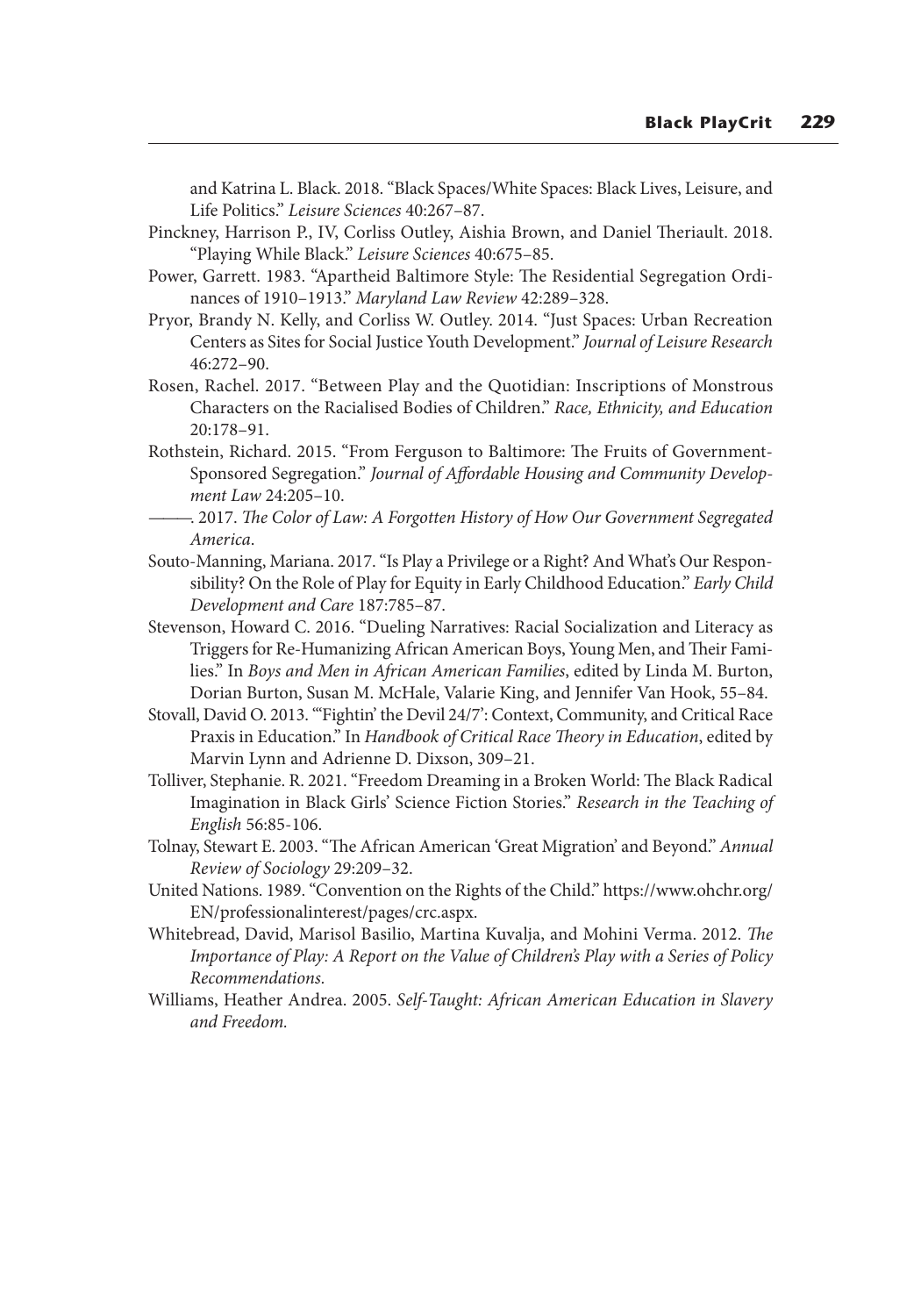and Katrina L. Black. 2018. "Black Spaces/White Spaces: Black Lives, Leisure, and Life Politics." *Leisure Sciences* 40:267–87.

Pinckney, Harrison P., IV, Corliss Outley, Aishia Brown, and Daniel Theriault. 2018. "Playing While Black." *Leisure Sciences* 40:675–85.

Power, Garrett. 1983. "Apartheid Baltimore Style: The Residential Segregation Ordinances of 1910–1913." *Maryland Law Review* 42:289–328.

Pryor, Brandy N. Kelly, and Corliss W. Outley. 2014. "Just Spaces: Urban Recreation Centers as Sites for Social Justice Youth Development." *Journal of Leisure Research* 46:272–90.

Rosen, Rachel. 2017. "Between Play and the Quotidian: Inscriptions of Monstrous Characters on the Racialised Bodies of Children." *Race, Ethnicity, and Education* 20:178–91.

Rothstein, Richard. 2015. "From Ferguson to Baltimore: The Fruits of Government-Sponsored Segregation." *Journal of Affordable Housing and Community Development Law* 24:205–10.

———. 2017. *The Color of Law: A Forgotten History of How Our Government Segregated America*.

Souto-Manning, Mariana. 2017. "Is Play a Privilege or a Right? And What's Our Responsibility? On the Role of Play for Equity in Early Childhood Education." *Early Child Development and Care* 187:785–87.

Stevenson, Howard C. 2016. "Dueling Narratives: Racial Socialization and Literacy as Triggers for Re-Humanizing African American Boys, Young Men, and Their Families." In *Boys and Men in African American Families*, edited by Linda M. Burton, Dorian Burton, Susan M. McHale, Valarie King, and Jennifer Van Hook, 55–84.

Stovall, David O. 2013. "'Fightin' the Devil 24/7': Context, Community, and Critical Race Praxis in Education." In *Handbook of Critical Race Theory in Education*, edited by Marvin Lynn and Adrienne D. Dixson, 309–21.

Tolliver, Stephanie. R. 2021. "Freedom Dreaming in a Broken World: The Black Radical Imagination in Black Girls' Science Fiction Stories." *Research in the Teaching of English* 56:85-106.

Tolnay, Stewart E. 2003. "The African American 'Great Migration' and Beyond." *Annual Review of Sociology* 29:209–32.

United Nations. 1989. "Convention on the Rights of the Child." https://www.ohchr.org/EN/professionalinterest/pages/crc.aspx.

Whitebread, David, Marisol Basilio, Martina Kuvalja, and Mohini Verma. 2012. *The Importance of Play: A Report on the Value of Children's Play with a Series of Policy Recommendations.*

Williams, Heather Andrea. 2005. *Self-Taught: African American Education in Slavery and Freedom.*